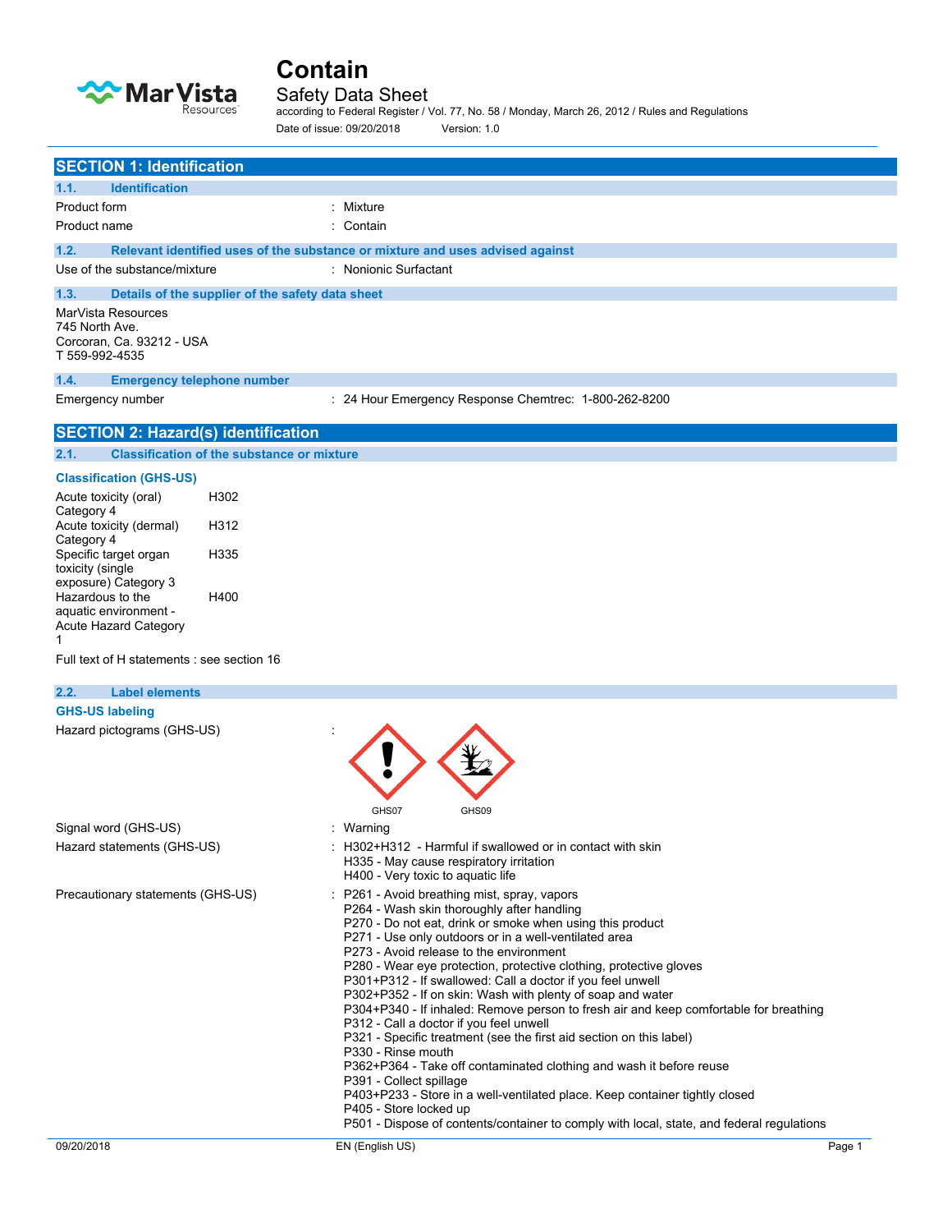# Contain

## Safety Data Sheet

according to Federal Register / Vol. 77, No. 58 / Monday, March 26, 2012 / Rules and Regulations

Date of issue: 09/20/2018 Version: 1.0

## SECTION 1: Identification

### 1.1. Identification

| | |
|---|---|
| Product form | : Mixture |
| Product name | : Contain |

### 1.2. Relevant identified uses of the substance or mixture and uses advised against

| | |
|---|---|
| Use of the substance/mixture | : Nonionic Surfactant |

### 1.3. Details of the supplier of the safety data sheet

MarVista Resources
745 North Ave.
Corcoran, Ca. 93212 - USA
T 559-992-4535

### 1.4. Emergency telephone number

| | |
|---|---|
| Emergency number | : 24 Hour Emergency Response Chemtrec: 1-800-262-8200 |

## SECTION 2: Hazard(s) identification

### 2.1. Classification of the substance or mixture

**Classification (GHS-US)**

| | |
|---|---|
| Acute toxicity (oral) Category 4 | H302 |
| Acute toxicity (dermal) Category 4 | H312 |
| Specific target organ toxicity (single exposure) Category 3 | H335 |
| Hazardous to the aquatic environment - Acute Hazard Category 1 | H400 |

Full text of H statements : see section 16

### 2.2. Label elements

**GHS-US labeling**

Hazard pictograms (GHS-US) : GHS07 GHS09

Signal word (GHS-US) : Warning

Hazard statements (GHS-US) :
- H302+H312 - Harmful if swallowed or in contact with skin
- H335 - May cause respiratory irritation
- H400 - Very toxic to aquatic life

Precautionary statements (GHS-US) :
- P261 - Avoid breathing mist, spray, vapors
- P264 - Wash skin thoroughly after handling
- P270 - Do not eat, drink or smoke when using this product
- P271 - Use only outdoors or in a well-ventilated area
- P273 - Avoid release to the environment
- P280 - Wear eye protection, protective clothing, protective gloves
- P301+P312 - If swallowed: Call a doctor if you feel unwell
- P302+P352 - If on skin: Wash with plenty of soap and water
- P304+P340 - If inhaled: Remove person to fresh air and keep comfortable for breathing
- P312 - Call a doctor if you feel unwell
- P321 - Specific treatment (see the first aid section on this label)
- P330 - Rinse mouth
- P362+P364 - Take off contaminated clothing and wash it before reuse
- P391 - Collect spillage
- P403+P233 - Store in a well-ventilated place. Keep container tightly closed
- P405 - Store locked up
- P501 - Dispose of contents/container to comply with local, state, and federal regulations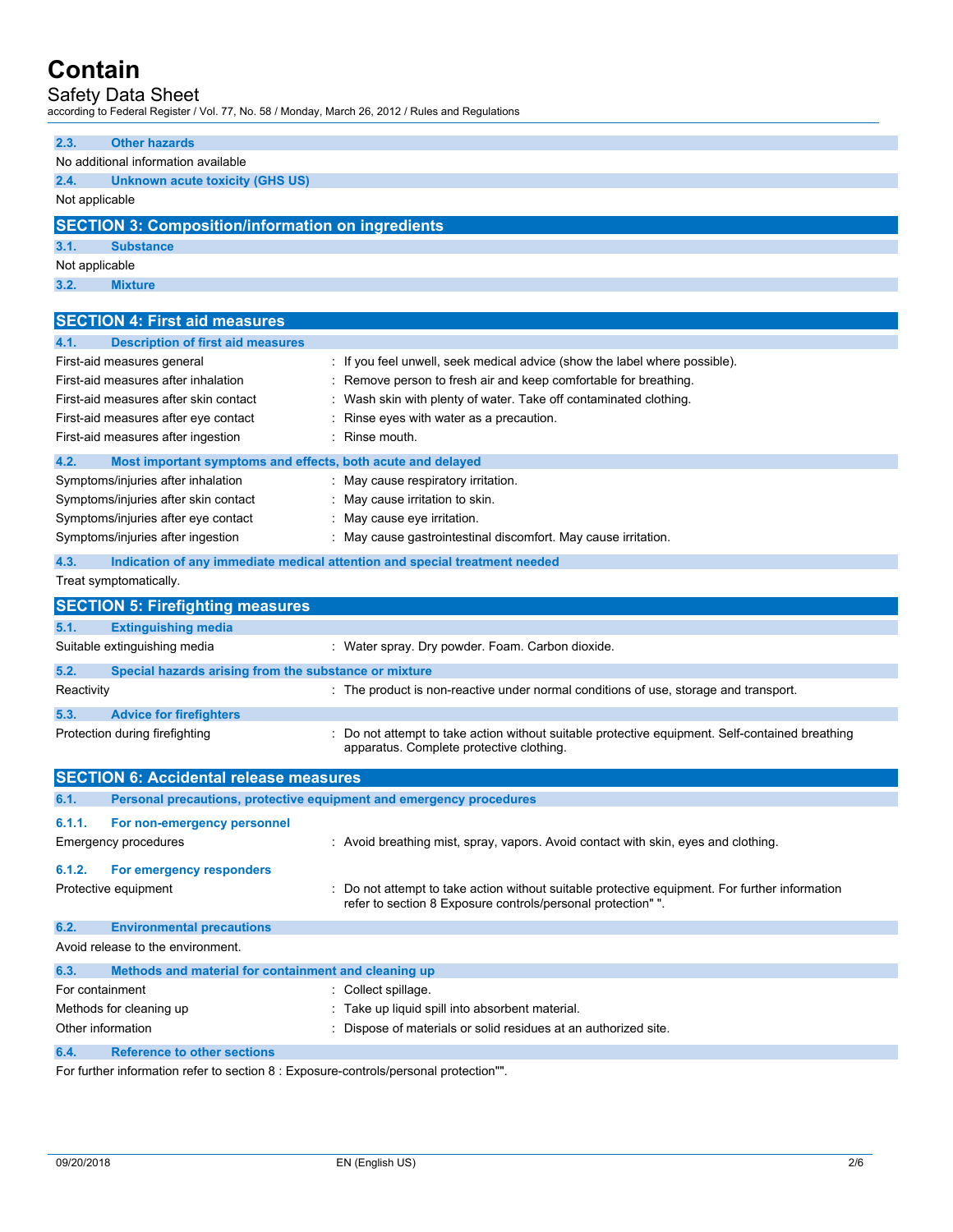### 2.3. Other hazards

No additional information available

### 2.4. Unknown acute toxicity (GHS US)

Not applicable

## SECTION 3: Composition/information on ingredients

### 3.1. Substance

Not applicable

### 3.2. Mixture

## SECTION 4: First aid measures

### 4.1. Description of first aid measures

| | |
|---|---|
| First-aid measures general | : If you feel unwell, seek medical advice (show the label where possible). |
| First-aid measures after inhalation | : Remove person to fresh air and keep comfortable for breathing. |
| First-aid measures after skin contact | : Wash skin with plenty of water. Take off contaminated clothing. |
| First-aid measures after eye contact | : Rinse eyes with water as a precaution. |
| First-aid measures after ingestion | : Rinse mouth. |

### 4.2. Most important symptoms and effects, both acute and delayed

| | |
|---|---|
| Symptoms/injuries after inhalation | : May cause respiratory irritation. |
| Symptoms/injuries after skin contact | : May cause irritation to skin. |
| Symptoms/injuries after eye contact | : May cause eye irritation. |
| Symptoms/injuries after ingestion | : May cause gastrointestinal discomfort. May cause irritation. |

### 4.3. Indication of any immediate medical attention and special treatment needed

Treat symptomatically.

## SECTION 5: Firefighting measures

### 5.1. Extinguishing media

| | |
|---|---|
| Suitable extinguishing media | : Water spray. Dry powder. Foam. Carbon dioxide. |

### 5.2. Special hazards arising from the substance or mixture

| | |
|---|---|
| Reactivity | : The product is non-reactive under normal conditions of use, storage and transport. |

### 5.3. Advice for firefighters

| | |
|---|---|
| Protection during firefighting | : Do not attempt to take action without suitable protective equipment. Self-contained breathing apparatus. Complete protective clothing. |

## SECTION 6: Accidental release measures

### 6.1. Personal precautions, protective equipment and emergency procedures

#### 6.1.1. For non-emergency personnel

| | |
|---|---|
| Emergency procedures | : Avoid breathing mist, spray, vapors. Avoid contact with skin, eyes and clothing. |

#### 6.1.2. For emergency responders

| | |
|---|---|
| Protective equipment | : Do not attempt to take action without suitable protective equipment. For further information refer to section 8 Exposure controls/personal protection" ". |

### 6.2. Environmental precautions

Avoid release to the environment.

### 6.3. Methods and material for containment and cleaning up

| | |
|---|---|
| For containment | : Collect spillage. |
| Methods for cleaning up | : Take up liquid spill into absorbent material. |
| Other information | : Dispose of materials or solid residues at an authorized site. |

### 6.4. Reference to other sections

For further information refer to section 8 : Exposure-controls/personal protection"".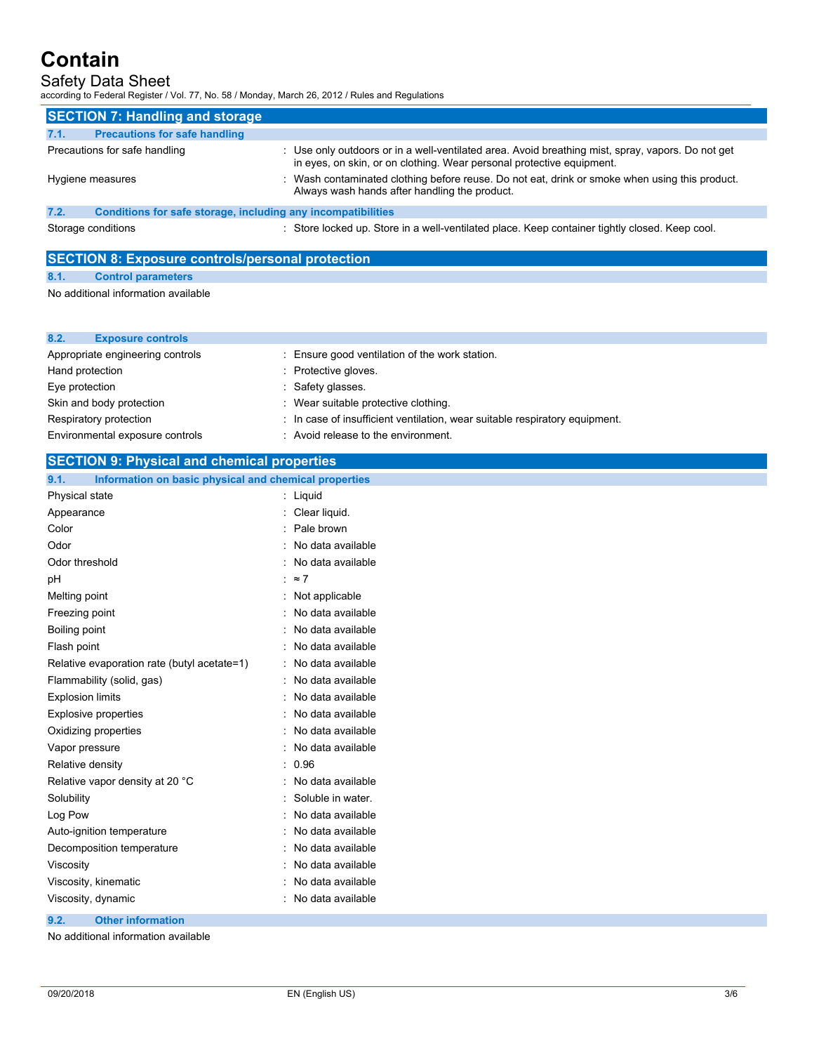## SECTION 7: Handling and storage

### 7.1. Precautions for safe handling

| | |
|---|---|
| Precautions for safe handling | : Use only outdoors or in a well-ventilated area. Avoid breathing mist, spray, vapors. Do not get in eyes, on skin, or on clothing. Wear personal protective equipment. |
| Hygiene measures | : Wash contaminated clothing before reuse. Do not eat, drink or smoke when using this product. Always wash hands after handling the product. |

### 7.2. Conditions for safe storage, including any incompatibilities

| | |
|---|---|
| Storage conditions | : Store locked up. Store in a well-ventilated place. Keep container tightly closed. Keep cool. |

## SECTION 8: Exposure controls/personal protection

### 8.1. Control parameters

No additional information available

### 8.2. Exposure controls

| | |
|---|---|
| Appropriate engineering controls | : Ensure good ventilation of the work station. |
| Hand protection | : Protective gloves. |
| Eye protection | : Safety glasses. |
| Skin and body protection | : Wear suitable protective clothing. |
| Respiratory protection | : In case of insufficient ventilation, wear suitable respiratory equipment. |
| Environmental exposure controls | : Avoid release to the environment. |

## SECTION 9: Physical and chemical properties

### 9.1. Information on basic physical and chemical properties

| | |
|---|---|
| Physical state | : Liquid |
| Appearance | : Clear liquid. |
| Color | : Pale brown |
| Odor | : No data available |
| Odor threshold | : No data available |
| pH | : ≈ 7 |
| Melting point | : Not applicable |
| Freezing point | : No data available |
| Boiling point | : No data available |
| Flash point | : No data available |
| Relative evaporation rate (butyl acetate=1) | : No data available |
| Flammability (solid, gas) | : No data available |
| Explosion limits | : No data available |
| Explosive properties | : No data available |
| Oxidizing properties | : No data available |
| Vapor pressure | : No data available |
| Relative density | : 0.96 |
| Relative vapor density at 20 °C | : No data available |
| Solubility | : Soluble in water. |
| Log Pow | : No data available |
| Auto-ignition temperature | : No data available |
| Decomposition temperature | : No data available |
| Viscosity | : No data available |
| Viscosity, kinematic | : No data available |
| Viscosity, dynamic | : No data available |

### 9.2. Other information

No additional information available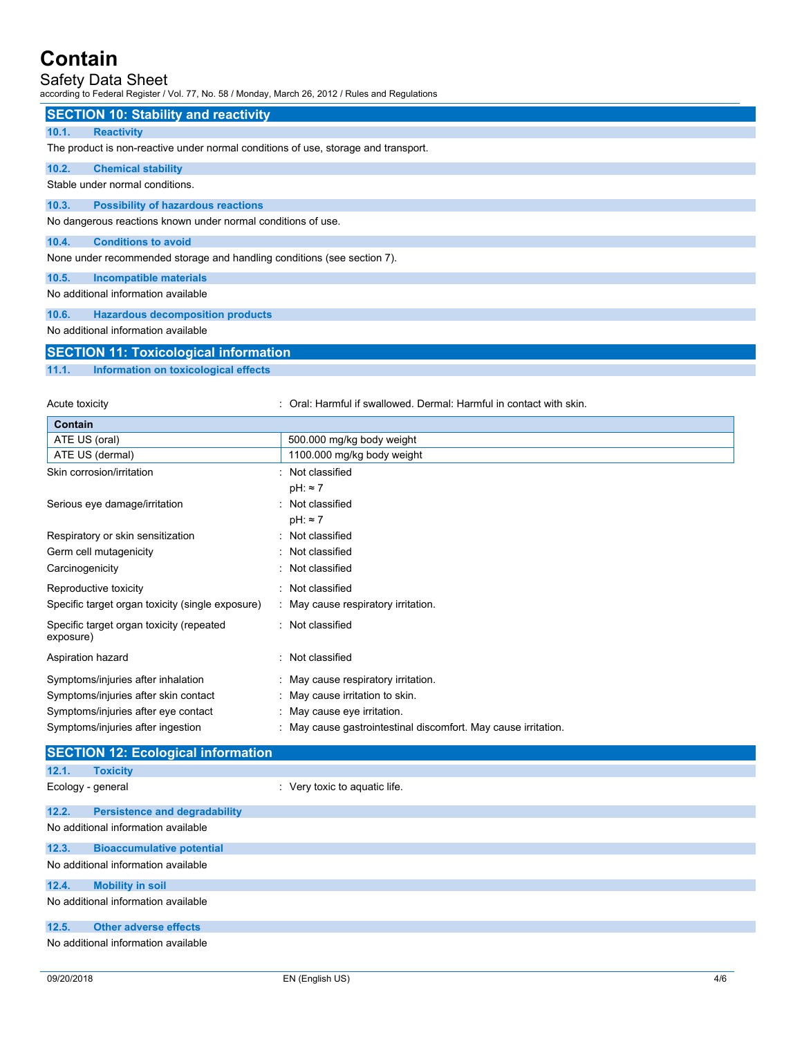## SECTION 10: Stability and reactivity

### 10.1. Reactivity

The product is non-reactive under normal conditions of use, storage and transport.

### 10.2. Chemical stability

Stable under normal conditions.

### 10.3. Possibility of hazardous reactions

No dangerous reactions known under normal conditions of use.

### 10.4. Conditions to avoid

None under recommended storage and handling conditions (see section 7).

### 10.5. Incompatible materials

No additional information available

### 10.6. Hazardous decomposition products

No additional information available

## SECTION 11: Toxicological information

### 11.1. Information on toxicological effects

Acute toxicity : Oral: Harmful if swallowed. Dermal: Harmful in contact with skin.

| Contain | |
|---|---|
| ATE US (oral) | 500.000 mg/kg body weight |
| ATE US (dermal) | 1100.000 mg/kg body weight |

Skin corrosion/irritation : Not classified
pH: ≈ 7

Serious eye damage/irritation : Not classified
pH: ≈ 7

Respiratory or skin sensitization : Not classified

Germ cell mutagenicity : Not classified

Carcinogenicity : Not classified

Reproductive toxicity : Not classified

Specific target organ toxicity (single exposure) : May cause respiratory irritation.

Specific target organ toxicity (repeated exposure) : Not classified

Aspiration hazard : Not classified

Symptoms/injuries after inhalation : May cause respiratory irritation.

Symptoms/injuries after skin contact : May cause irritation to skin.

Symptoms/injuries after eye contact : May cause eye irritation.

Symptoms/injuries after ingestion : May cause gastrointestinal discomfort. May cause irritation.

## SECTION 12: Ecological information

### 12.1. Toxicity

Ecology - general : Very toxic to aquatic life.

### 12.2. Persistence and degradability

No additional information available

### 12.3. Bioaccumulative potential

No additional information available

### 12.4. Mobility in soil

No additional information available

### 12.5. Other adverse effects

No additional information available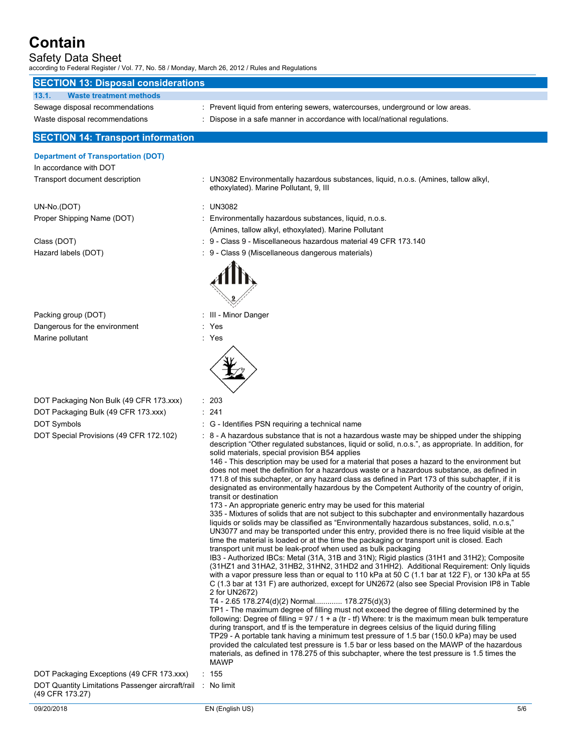# Contain

Safety Data Sheet

according to Federal Register / Vol. 77, No. 58 / Monday, March 26, 2012 / Rules and Regulations

## SECTION 13: Disposal considerations

### 13.1. Waste treatment methods

| | |
|---|---|
| Sewage disposal recommendations | : Prevent liquid from entering sewers, watercourses, underground or low areas. |
| Waste disposal recommendations | : Dispose in a safe manner in accordance with local/national regulations. |

## SECTION 14: Transport information

### Department of Transportation (DOT)

In accordance with DOT

| | |
|---|---|
| Transport document description | : UN3082 Environmentally hazardous substances, liquid, n.o.s. (Amines, tallow alkyl, ethoxylated). Marine Pollutant, 9, III |
| UN-No.(DOT) | : UN3082 |
| Proper Shipping Name (DOT) | : Environmentally hazardous substances, liquid, n.o.s. (Amines, tallow alkyl, ethoxylated). Marine Pollutant |
| Class (DOT) | : 9 - Class 9 - Miscellaneous hazardous material 49 CFR 173.140 |
| Hazard labels (DOT) | : 9 - Class 9 (Miscellaneous dangerous materials) |
| Packing group (DOT) | : III - Minor Danger |
| Dangerous for the environment | : Yes |
| Marine pollutant | : Yes |
| DOT Packaging Non Bulk (49 CFR 173.xxx) | : 203 |
| DOT Packaging Bulk (49 CFR 173.xxx) | : 241 |
| DOT Symbols | : G - Identifies PSN requiring a technical name |
| DOT Special Provisions (49 CFR 172.102) | : 8 - A hazardous substance that is not a hazardous waste may be shipped under the shipping description “Other regulated substances, liquid or solid, n.o.s.”, as appropriate. In addition, for solid materials, special provision B54 applies<br>146 - This description may be used for a material that poses a hazard to the environment but does not meet the definition for a hazardous waste or a hazardous substance, as defined in 171.8 of this subchapter, or any hazard class as defined in Part 173 of this subchapter, if it is designated as environmentally hazardous by the Competent Authority of the country of origin, transit or destination<br>173 - An appropriate generic entry may be used for this material<br>335 - Mixtures of solids that are not subject to this subchapter and environmentally hazardous liquids or solids may be classified as “Environmentally hazardous substances, solid, n.o.s,” UN3077 and may be transported under this entry, provided there is no free liquid visible at the time the material is loaded or at the time the packaging or transport unit is closed. Each transport unit must be leak-proof when used as bulk packaging<br>IB3 - Authorized IBCs: Metal (31A, 31B and 31N); Rigid plastics (31H1 and 31H2); Composite (31HZ1 and 31HA2, 31HB2, 31HN2, 31HD2 and 31HH2). Additional Requirement: Only liquids with a vapor pressure less than or equal to 110 kPa at 50 C (1.1 bar at 122 F), or 130 kPa at 55 C (1.3 bar at 131 F) are authorized, except for UN2672 (also see Special Provision IP8 in Table 2 for UN2672)<br>T4 - 2.65 178.274(d)(2) Normal............. 178.275(d)(3)<br>TP1 - The maximum degree of filling must not exceed the degree of filling determined by the following: Degree of filling = 97 / 1 + a (tr - tf) Where: tr is the maximum mean bulk temperature during transport, and tf is the temperature in degrees celsius of the liquid during filling<br>TP29 - A portable tank having a minimum test pressure of 1.5 bar (150.0 kPa) may be used provided the calculated test pressure is 1.5 bar or less based on the MAWP of the hazardous materials, as defined in 178.275 of this subchapter, where the test pressure is 1.5 times the MAWP |
| DOT Packaging Exceptions (49 CFR 173.xxx) | : 155 |
| DOT Quantity Limitations Passenger aircraft/rail (49 CFR 173.27) | : No limit |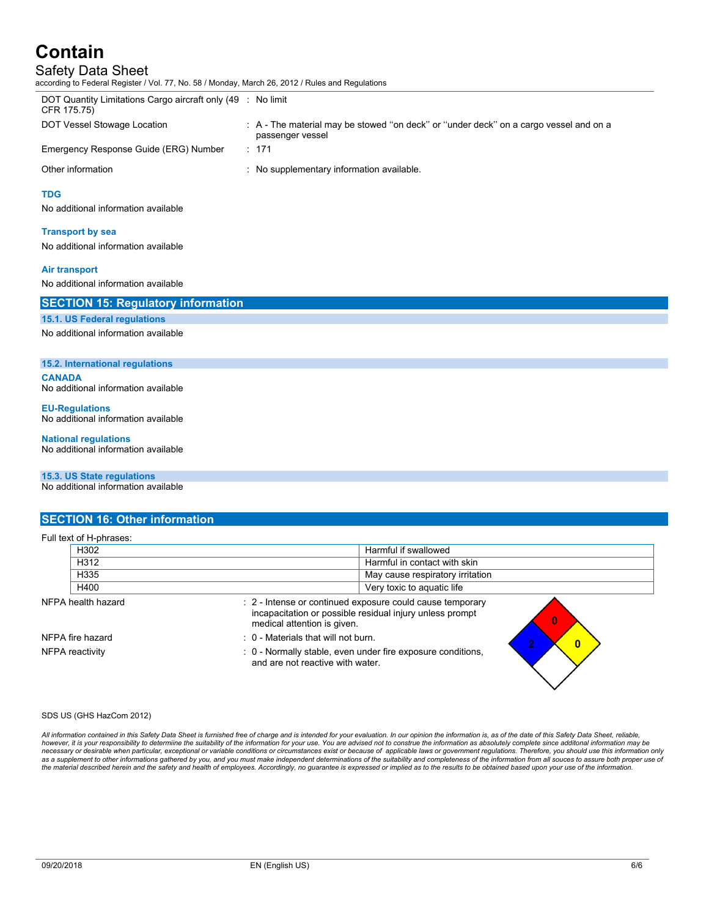| | | |
|---|---|---|
| DOT Quantity Limitations Cargo aircraft only (49 CFR 175.75) | : | No limit |
| DOT Vessel Stowage Location | : | A - The material may be stowed ''on deck'' or ''under deck'' on a cargo vessel and on a passenger vessel |
| Emergency Response Guide (ERG) Number | : | 171 |
| Other information | : | No supplementary information available. |

### TDG

No additional information available

### Transport by sea

No additional information available

### Air transport

No additional information available

## SECTION 15: Regulatory information

### 15.1. US Federal regulations

No additional information available

### 15.2. International regulations

**CANADA**

No additional information available

**EU-Regulations**

No additional information available

**National regulations**

No additional information available

### 15.3. US State regulations

No additional information available

## SECTION 16: Other information

Full text of H-phrases:

| | |
|---|---|
| H302 | Harmful if swallowed |
| H312 | Harmful in contact with skin |
| H335 | May cause respiratory irritation |
| H400 | Very toxic to aquatic life |

| | | |
|---|---|---|
| NFPA health hazard | : | 2 - Intense or continued exposure could cause temporary incapacitation or possible residual injury unless prompt medical attention is given. |
| NFPA fire hazard | : | 0 - Materials that will not burn. |
| NFPA reactivity | : | 0 - Normally stable, even under fire exposure conditions, and are not reactive with water. |

0

2

0

SDS US (GHS HazCom 2012)

*All information contained in this Safety Data Sheet is furnished free of charge and is intended for your evaluation. In our opinion the information is, as of the date of this Safety Data Sheet, reliable, however, it is your responsibility to determiine the suitability of the information for your use. You are advised not to construe the information as absolutely complete since additonal information may be necessary or desirable when particular, exceptional or variable conditions or circumstances exist or because of applicable laws or government regulations. Therefore, you should use this information only as a supplement to other informations gathered by you, and you must make independent determinations of the suitability and completeness of the information from all souces to assure both proper use of the material described herein and the safety and health of employees. Accordingly, no guarantee is expressed or implied as to the results to be obtained based upon your use of the information.*